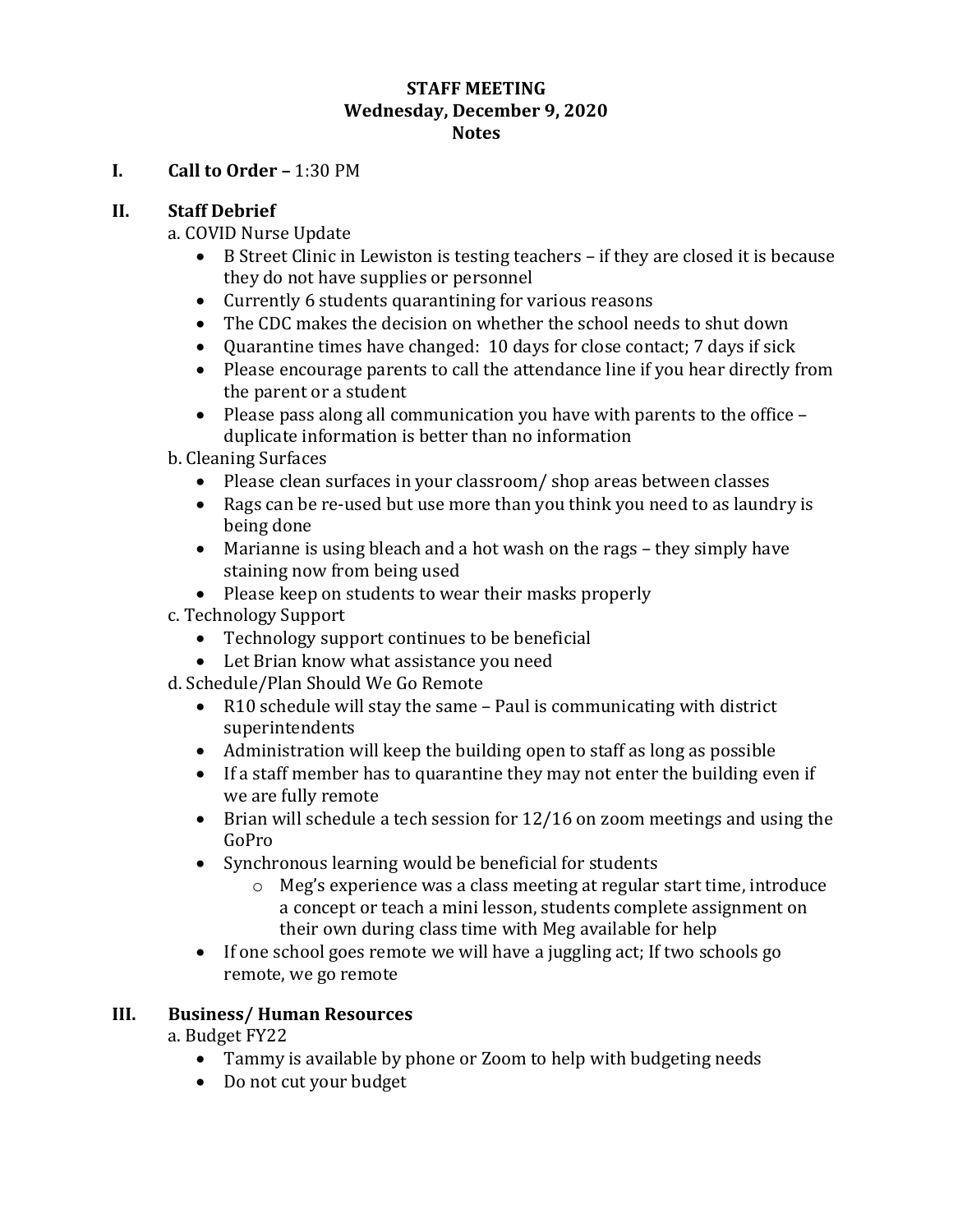**STAFF MEETING**
**Wednesday, December 9, 2020**
**Notes**

**I. Call to Order –** 1:30 PM

**II. Staff Debrief**

a. COVID Nurse Update

- B Street Clinic in Lewiston is testing teachers – if they are closed it is because they do not have supplies or personnel
- Currently 6 students quarantining for various reasons
- The CDC makes the decision on whether the school needs to shut down
- Quarantine times have changed: 10 days for close contact; 7 days if sick
- Please encourage parents to call the attendance line if you hear directly from the parent or a student
- Please pass along all communication you have with parents to the office – duplicate information is better than no information

b. Cleaning Surfaces

- Please clean surfaces in your classroom/ shop areas between classes
- Rags can be re-used but use more than you think you need to as laundry is being done
- Marianne is using bleach and a hot wash on the rags – they simply have staining now from being used
- Please keep on students to wear their masks properly

c. Technology Support

- Technology support continues to be beneficial
- Let Brian know what assistance you need

d. Schedule/Plan Should We Go Remote

- R10 schedule will stay the same – Paul is communicating with district superintendents
- Administration will keep the building open to staff as long as possible
- If a staff member has to quarantine they may not enter the building even if we are fully remote
- Brian will schedule a tech session for 12/16 on zoom meetings and using the GoPro
- Synchronous learning would be beneficial for students
  - Meg's experience was a class meeting at regular start time, introduce a concept or teach a mini lesson, students complete assignment on their own during class time with Meg available for help
- If one school goes remote we will have a juggling act; If two schools go remote, we go remote

**III. Business/ Human Resources**

a. Budget FY22

- Tammy is available by phone or Zoom to help with budgeting needs
- Do not cut your budget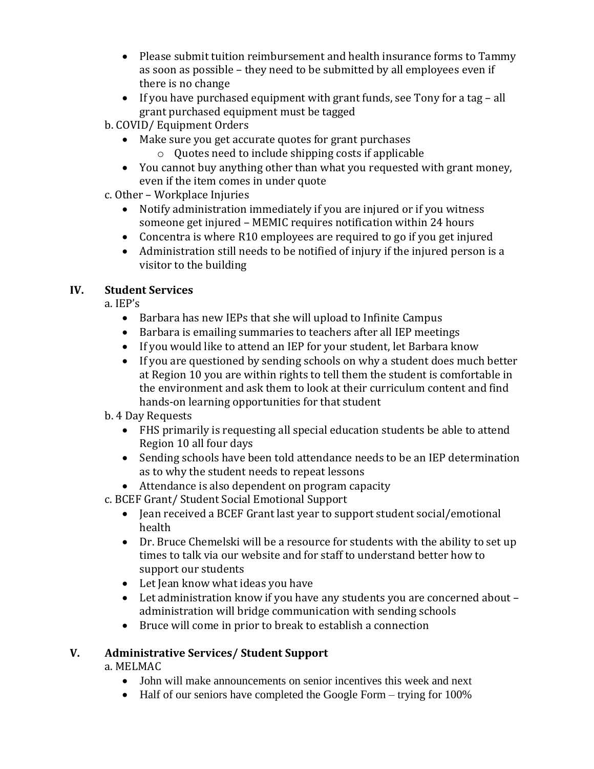- Please submit tuition reimbursement and health insurance forms to Tammy as soon as possible – they need to be submitted by all employees even if there is no change
- If you have purchased equipment with grant funds, see Tony for a tag – all grant purchased equipment must be tagged

b. COVID/ Equipment Orders

- Make sure you get accurate quotes for grant purchases
  - Quotes need to include shipping costs if applicable
- You cannot buy anything other than what you requested with grant money, even if the item comes in under quote

c. Other – Workplace Injuries

- Notify administration immediately if you are injured or if you witness someone get injured – MEMIC requires notification within 24 hours
- Concentra is where R10 employees are required to go if you get injured
- Administration still needs to be notified of injury if the injured person is a visitor to the building

## IV. Student Services

a. IEP's

- Barbara has new IEPs that she will upload to Infinite Campus
- Barbara is emailing summaries to teachers after all IEP meetings
- If you would like to attend an IEP for your student, let Barbara know
- If you are questioned by sending schools on why a student does much better at Region 10 you are within rights to tell them the student is comfortable in the environment and ask them to look at their curriculum content and find hands-on learning opportunities for that student

b. 4 Day Requests

- FHS primarily is requesting all special education students be able to attend Region 10 all four days
- Sending schools have been told attendance needs to be an IEP determination as to why the student needs to repeat lessons
- Attendance is also dependent on program capacity

c. BCEF Grant/ Student Social Emotional Support

- Jean received a BCEF Grant last year to support student social/emotional health
- Dr. Bruce Chemelski will be a resource for students with the ability to set up times to talk via our website and for staff to understand better how to support our students
- Let Jean know what ideas you have
- Let administration know if you have any students you are concerned about – administration will bridge communication with sending schools
- Bruce will come in prior to break to establish a connection

## V. Administrative Services/ Student Support

a. MELMAC

- John will make announcements on senior incentives this week and next
- Half of our seniors have completed the Google Form – trying for 100%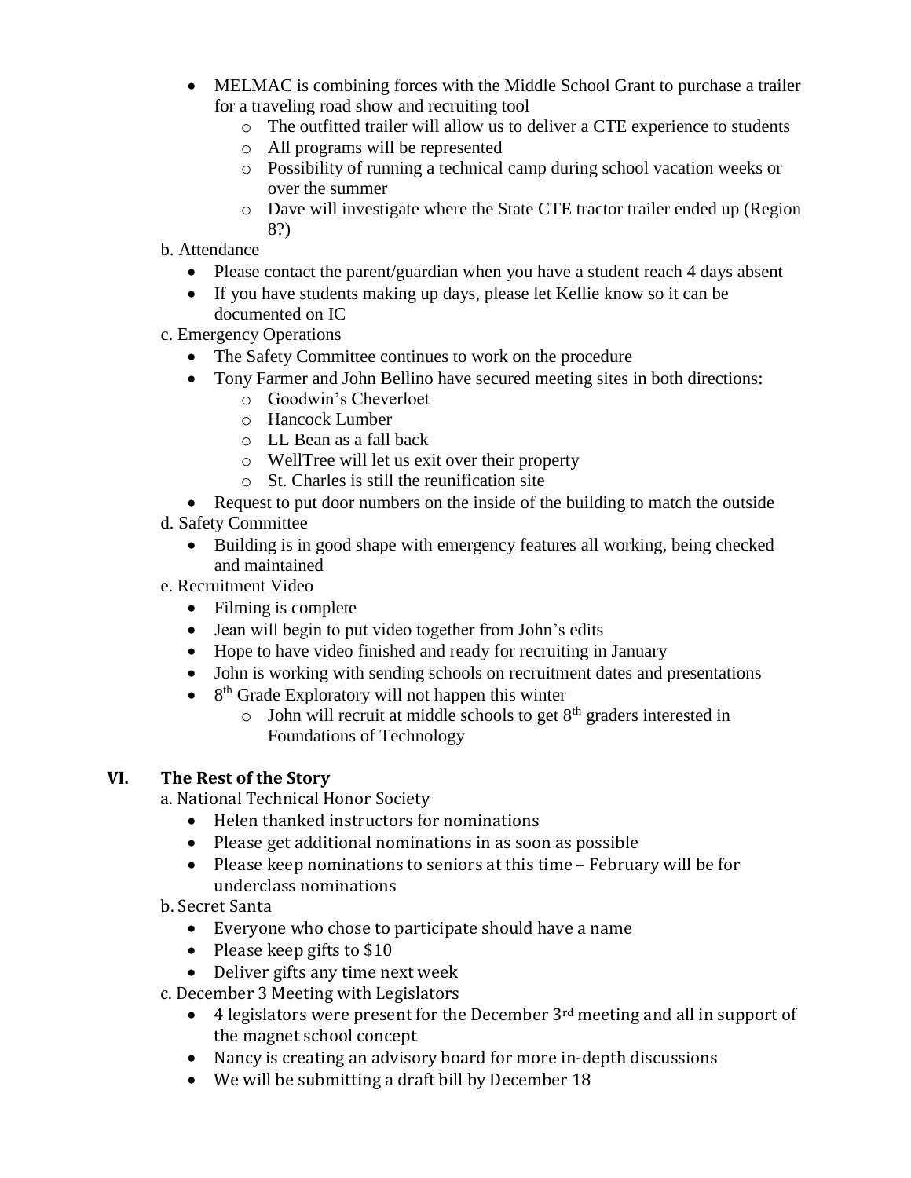- MELMAC is combining forces with the Middle School Grant to purchase a trailer for a traveling road show and recruiting tool
    - The outfitted trailer will allow us to deliver a CTE experience to students
    - All programs will be represented
    - Possibility of running a technical camp during school vacation weeks or over the summer
    - Dave will investigate where the State CTE tractor trailer ended up (Region 8?)

b. Attendance

- Please contact the parent/guardian when you have a student reach 4 days absent
- If you have students making up days, please let Kellie know so it can be documented on IC

c. Emergency Operations

- The Safety Committee continues to work on the procedure
- Tony Farmer and John Bellino have secured meeting sites in both directions:
    - Goodwin's Cheverloet
    - Hancock Lumber
    - LL Bean as a fall back
    - WellTree will let us exit over their property
    - St. Charles is still the reunification site
- Request to put door numbers on the inside of the building to match the outside

d. Safety Committee

- Building is in good shape with emergency features all working, being checked and maintained

e. Recruitment Video

- Filming is complete
- Jean will begin to put video together from John's edits
- Hope to have video finished and ready for recruiting in January
- John is working with sending schools on recruitment dates and presentations
- 8th Grade Exploratory will not happen this winter
    - John will recruit at middle schools to get 8th graders interested in Foundations of Technology

## VI. The Rest of the Story

a. National Technical Honor Society

- Helen thanked instructors for nominations
- Please get additional nominations in as soon as possible
- Please keep nominations to seniors at this time – February will be for underclass nominations

b. Secret Santa

- Everyone who chose to participate should have a name
- Please keep gifts to $10
- Deliver gifts any time next week

c. December 3 Meeting with Legislators

- 4 legislators were present for the December 3rd meeting and all in support of the magnet school concept
- Nancy is creating an advisory board for more in-depth discussions
- We will be submitting a draft bill by December 18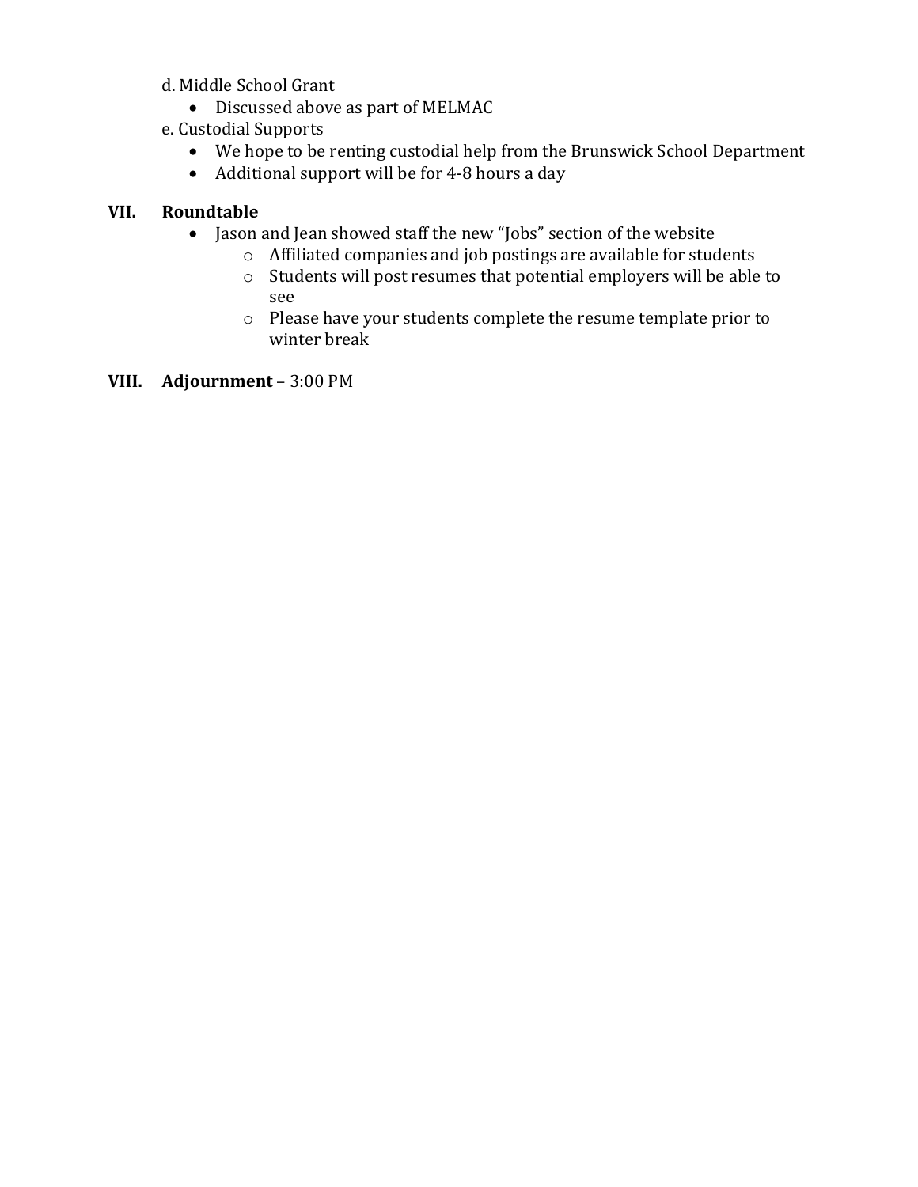d. Middle School Grant

- Discussed above as part of MELMAC

e. Custodial Supports

- We hope to be renting custodial help from the Brunswick School Department
- Additional support will be for 4-8 hours a day

## VII. Roundtable

- Jason and Jean showed staff the new "Jobs" section of the website
  - Affiliated companies and job postings are available for students
  - Students will post resumes that potential employers will be able to see
  - Please have your students complete the resume template prior to winter break

## VIII. Adjournment – 3:00 PM